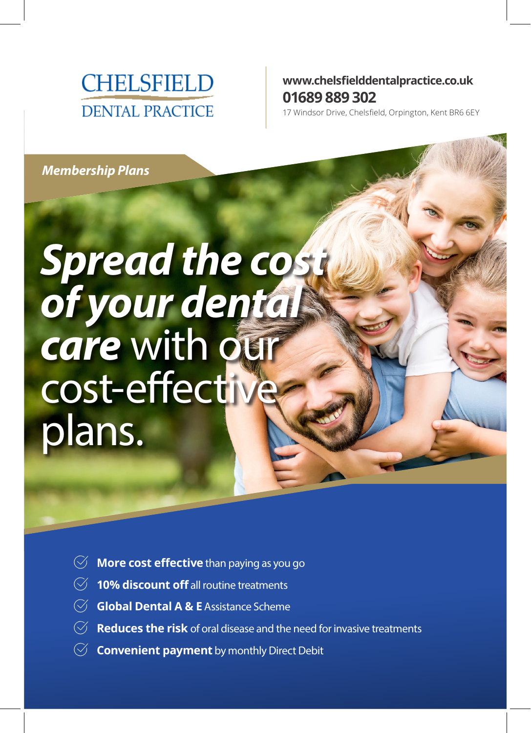# CHELSFIELD DENTAL PRACTICE

**www.chelsfielddentalpractice.co.uk**
**01689 889 302**
17 Windsor Drive, Chelsfield, Orpington, Kent BR6 6EY

***Membership Plans***

## ***Spread the cost of your dental care*** with our cost-effective plans.

- **More cost effective** than paying as you go
- **10% discount off** all routine treatments
- **Global Dental A & E** Assistance Scheme
- **Reduces the risk** of oral disease and the need for invasive treatments
- **Convenient payment** by monthly Direct Debit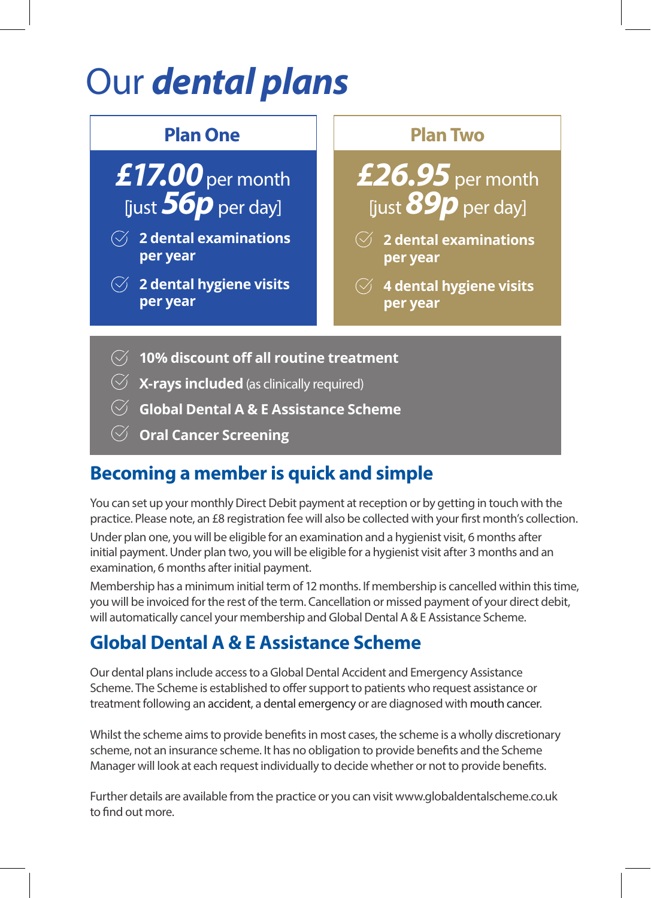# Our *dental plans*

## Plan One

**£17.00** per month
[just **56p** per day]

- **2 dental examinations per year**
- **2 dental hygiene visits per year**

## Plan Two

**£26.95** per month
[just **89p** per day]

- **2 dental examinations per year**
- **4 dental hygiene visits per year**

---

- **10% discount off all routine treatment**
- **X-rays included** (as clinically required)
- **Global Dental A & E Assistance Scheme**
- **Oral Cancer Screening**

## Becoming a member is quick and simple

You can set up your monthly Direct Debit payment at reception or by getting in touch with the practice. Please note, an £8 registration fee will also be collected with your first month's collection.

Under plan one, you will be eligible for an examination and a hygienist visit, 6 months after initial payment. Under plan two, you will be eligible for a hygienist visit after 3 months and an examination, 6 months after initial payment.

Membership has a minimum initial term of 12 months. If membership is cancelled within this time, you will be invoiced for the rest of the term. Cancellation or missed payment of your direct debit, will automatically cancel your membership and Global Dental A & E Assistance Scheme.

## Global Dental A & E Assistance Scheme

Our dental plans include access to a Global Dental Accident and Emergency Assistance Scheme. The Scheme is established to offer support to patients who request assistance or treatment following an accident, a dental emergency or are diagnosed with mouth cancer.

Whilst the scheme aims to provide benefits in most cases, the scheme is a wholly discretionary scheme, not an insurance scheme. It has no obligation to provide benefits and the Scheme Manager will look at each request individually to decide whether or not to provide benefits.

Further details are available from the practice or you can visit www.globaldentalscheme.co.uk to find out more.